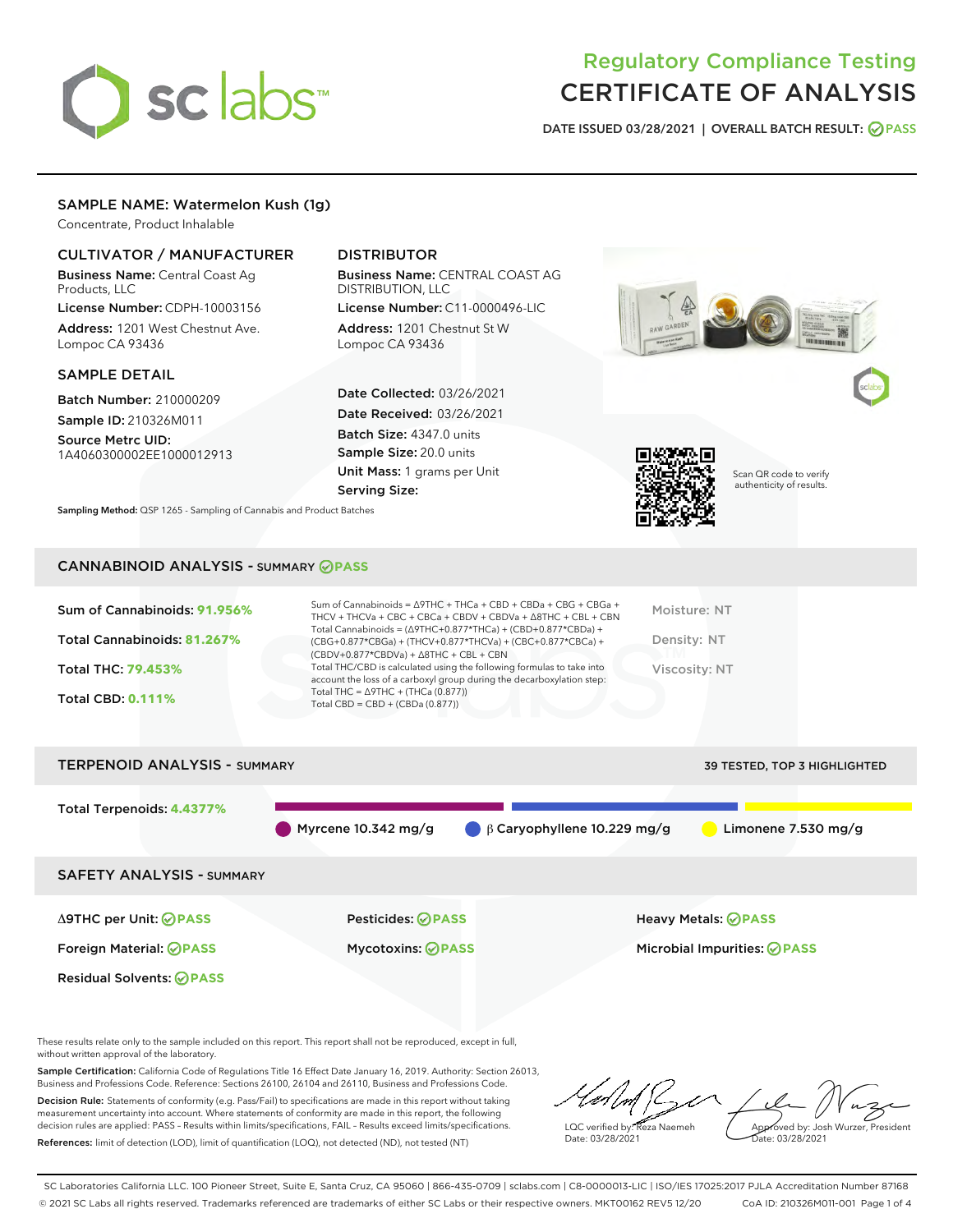# Regulatory Compliance Testing
# CERTIFICATE OF ANALYSIS

DATE ISSUED 03/28/2021 | OVERALL BATCH RESULT: PASS

## SAMPLE NAME: Watermelon Kush (1g)

Concentrate, Product Inhalable

### CULTIVATOR / MANUFACTURER

**Business Name:** Central Coast Ag Products, LLC

**License Number:** CDPH-10003156

**Address:** 1201 West Chestnut Ave. Lompoc CA 93436

### DISTRIBUTOR

**Business Name:** CENTRAL COAST AG DISTRIBUTION, LLC

**License Number:** C11-0000496-LIC

**Address:** 1201 Chestnut St W Lompoc CA 93436

### SAMPLE DETAIL

**Batch Number:** 210000209

**Sample ID:** 210326M011

**Source Metrc UID:** 1A4060300002EE1000012913

**Date Collected:** 03/26/2021

**Date Received:** 03/26/2021

**Batch Size:** 4347.0 units

**Sample Size:** 20.0 units

**Unit Mass:** 1 grams per Unit

**Serving Size:**

Scan QR code to verify authenticity of results.

**Sampling Method:** QSP 1265 - Sampling of Cannabis and Product Batches

## CANNABINOID ANALYSIS - SUMMARY PASS

Sum of Cannabinoids: **91.956%**

Total Cannabinoids: **81.267%**

Total THC: **79.453%**

Total CBD: **0.111%**

Sum of Cannabinoids = Δ9THC + THCa + CBD + CBDa + CBG + CBGa + THCV + THCVa + CBC + CBCa + CBDV + CBDVa + Δ8THC + CBL + CBN
Total Cannabinoids = (Δ9THC+0.877*THCa) + (CBD+0.877*CBDa) + (CBG+0.877*CBGa) + (THCV+0.877*THCVa) + (CBC+0.877*CBCa) + (CBDV+0.877*CBDVa) + Δ8THC + CBL + CBN
Total THC/CBD is calculated using the following formulas to take into account the loss of a carboxyl group during the decarboxylation step:
Total THC = Δ9THC + (THCa (0.877))
Total CBD = CBD + (CBDa (0.877))

Moisture: NT

Density: NT

Viscosity: NT

## TERPENOID ANALYSIS - SUMMARY

39 TESTED, TOP 3 HIGHLIGHTED

Total Terpenoids: **4.4377%**

Myrcene 10.342 mg/g | β Caryophyllene 10.229 mg/g | Limonene 7.530 mg/g

## SAFETY ANALYSIS - SUMMARY

Δ9THC per Unit: PASS

Pesticides: PASS

Heavy Metals: PASS

Foreign Material: PASS

Mycotoxins: PASS

Microbial Impurities: PASS

Residual Solvents: PASS

These results relate only to the sample included on this report. This report shall not be reproduced, except in full, without written approval of the laboratory.

**Sample Certification:** California Code of Regulations Title 16 Effect Date January 16, 2019. Authority: Section 26013, Business and Professions Code. Reference: Sections 26100, 26104 and 26110, Business and Professions Code.

**Decision Rule:** Statements of conformity (e.g. Pass/Fail) to specifications are made in this report without taking measurement uncertainty into account. Where statements of conformity are made in this report, the following decision rules are applied: PASS – Results within limits/specifications, FAIL – Results exceed limits/specifications.

**References:** limit of detection (LOD), limit of quantification (LOQ), not detected (ND), not tested (NT)

LQC verified by: Reza Naemeh
Date: 03/28/2021

Approved by: Josh Wurzer, President
Date: 03/28/2021

SC Laboratories California LLC. 100 Pioneer Street, Suite E, Santa Cruz, CA 95060 | 866-435-0709 | sclabs.com | C8-0000013-LIC | ISO/IES 17025:2017 PJLA Accreditation Number 87168
© 2021 SC Labs all rights reserved. Trademarks referenced are trademarks of either SC Labs or their respective owners. MKT00162 REV5 12/20 CoA ID: 210326M011-001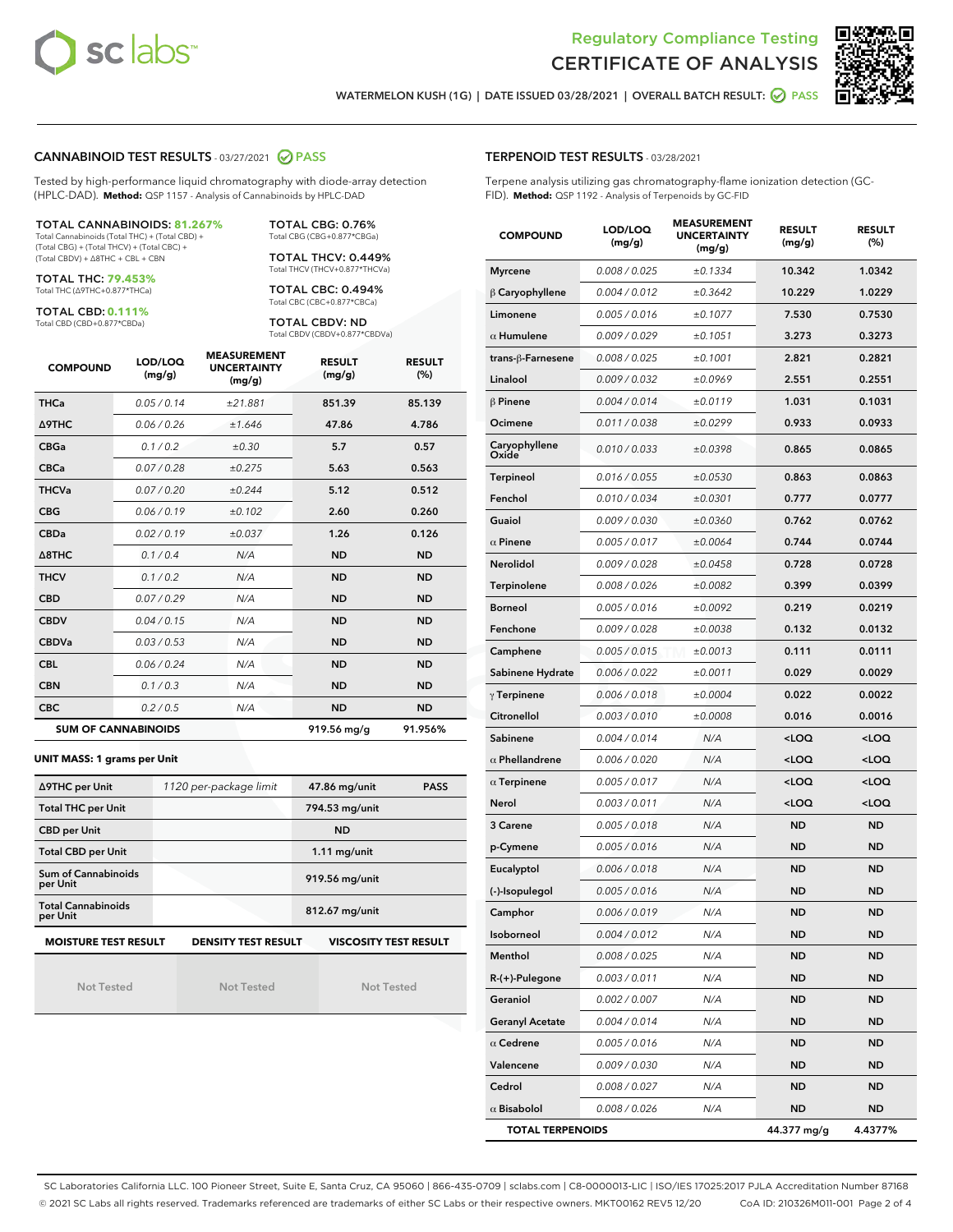Regulatory Compliance Testing
CERTIFICATE OF ANALYSIS

WATERMELON KUSH (1G) | DATE ISSUED 03/28/2021 | OVERALL BATCH RESULT: PASS

## CANNABINOID TEST RESULTS - 03/27/2021 PASS

Tested by high-performance liquid chromatography with diode-array detection (HPLC-DAD). **Method:** QSP 1157 - Analysis of Cannabinoids by HPLC-DAD

**TOTAL CANNABINOIDS: 81.267%**
Total Cannabinoids (Total THC) + (Total CBD) + (Total CBG) + (Total THCV) + (Total CBC) + (Total CBDV) + Δ8THC + CBL + CBN

**TOTAL THC: 79.453%**
Total THC (Δ9THC+0.877*THCa)

**TOTAL CBD: 0.111%**
Total CBD (CBD+0.877*CBDa)

**TOTAL CBG: 0.76%**
Total CBG (CBG+0.877*CBGa)

**TOTAL THCV: 0.449%**
Total THCV (THCV+0.877*THCVa)

**TOTAL CBC: 0.494%**
Total CBC (CBC+0.877*CBCa)

**TOTAL CBDV: ND**
Total CBDV (CBDV+0.877*CBDVa)

| COMPOUND | LOD/LOQ (mg/g) | MEASUREMENT UNCERTAINTY (mg/g) | RESULT (mg/g) | RESULT (%) |
|---|---|---|---|---|
| THCa | 0.05 / 0.14 | ±21.881 | 851.39 | 85.139 |
| Δ9THC | 0.06 / 0.26 | ±1.646 | 47.86 | 4.786 |
| CBGa | 0.1 / 0.2 | ±0.30 | 5.7 | 0.57 |
| CBCa | 0.07 / 0.28 | ±0.275 | 5.63 | 0.563 |
| THCVa | 0.07 / 0.20 | ±0.244 | 5.12 | 0.512 |
| CBG | 0.06 / 0.19 | ±0.102 | 2.60 | 0.260 |
| CBDa | 0.02 / 0.19 | ±0.037 | 1.26 | 0.126 |
| Δ8THC | 0.1 / 0.4 | N/A | ND | ND |
| THCV | 0.1 / 0.2 | N/A | ND | ND |
| CBD | 0.07 / 0.29 | N/A | ND | ND |
| CBDV | 0.04 / 0.15 | N/A | ND | ND |
| CBDVa | 0.03 / 0.53 | N/A | ND | ND |
| CBL | 0.06 / 0.24 | N/A | ND | ND |
| CBN | 0.1 / 0.3 | N/A | ND | ND |
| CBC | 0.2 / 0.5 | N/A | ND | ND |
| **SUM OF CANNABINOIDS** | | | 919.56 mg/g | 91.956% |

**UNIT MASS: 1 grams per Unit**

| | | | |
|---|---|---|---|
| Δ9THC per Unit | 1120 per-package limit | 47.86 mg/unit | PASS |
| Total THC per Unit | | 794.53 mg/unit | |
| CBD per Unit | | ND | |
| Total CBD per Unit | | 1.11 mg/unit | |
| Sum of Cannabinoids per Unit | | 919.56 mg/unit | |
| Total Cannabinoids per Unit | | 812.67 mg/unit | |

| MOISTURE TEST RESULT | DENSITY TEST RESULT | VISCOSITY TEST RESULT |
|---|---|---|
| Not Tested | Not Tested | Not Tested |

## TERPENOID TEST RESULTS - 03/28/2021

Terpene analysis utilizing gas chromatography-flame ionization detection (GC-FID). **Method:** QSP 1192 - Analysis of Terpenoids by GC-FID

| COMPOUND | LOD/LOQ (mg/g) | MEASUREMENT UNCERTAINTY (mg/g) | RESULT (mg/g) | RESULT (%) |
|---|---|---|---|---|
| Myrcene | 0.008 / 0.025 | ±0.1334 | 10.342 | 1.0342 |
| β Caryophyllene | 0.004 / 0.012 | ±0.3642 | 10.229 | 1.0229 |
| Limonene | 0.005 / 0.016 | ±0.1077 | 7.530 | 0.7530 |
| α Humulene | 0.009 / 0.029 | ±0.1051 | 3.273 | 0.3273 |
| trans-β-Farnesene | 0.008 / 0.025 | ±0.1001 | 2.821 | 0.2821 |
| Linalool | 0.009 / 0.032 | ±0.0969 | 2.551 | 0.2551 |
| β Pinene | 0.004 / 0.014 | ±0.0119 | 1.031 | 0.1031 |
| Ocimene | 0.011 / 0.038 | ±0.0299 | 0.933 | 0.0933 |
| Caryophyllene Oxide | 0.010 / 0.033 | ±0.0398 | 0.865 | 0.0865 |
| Terpineol | 0.016 / 0.055 | ±0.0530 | 0.863 | 0.0863 |
| Fenchol | 0.010 / 0.034 | ±0.0301 | 0.777 | 0.0777 |
| Guaiol | 0.009 / 0.030 | ±0.0360 | 0.762 | 0.0762 |
| α Pinene | 0.005 / 0.017 | ±0.0064 | 0.744 | 0.0744 |
| Nerolidol | 0.009 / 0.028 | ±0.0458 | 0.728 | 0.0728 |
| Terpinolene | 0.008 / 0.026 | ±0.0082 | 0.399 | 0.0399 |
| Borneol | 0.005 / 0.016 | ±0.0092 | 0.219 | 0.0219 |
| Fenchone | 0.009 / 0.028 | ±0.0038 | 0.132 | 0.0132 |
| Camphene | 0.005 / 0.015 | ±0.0013 | 0.111 | 0.0111 |
| Sabinene Hydrate | 0.006 / 0.022 | ±0.0011 | 0.029 | 0.0029 |
| γ Terpinene | 0.006 / 0.018 | ±0.0004 | 0.022 | 0.0022 |
| Citronellol | 0.003 / 0.010 | ±0.0008 | 0.016 | 0.0016 |
| Sabinene | 0.004 / 0.014 | N/A | <LOQ | <LOQ |
| α Phellandrene | 0.006 / 0.020 | N/A | <LOQ | <LOQ |
| α Terpinene | 0.005 / 0.017 | N/A | <LOQ | <LOQ |
| Nerol | 0.003 / 0.011 | N/A | <LOQ | <LOQ |
| 3 Carene | 0.005 / 0.018 | N/A | ND | ND |
| p-Cymene | 0.005 / 0.016 | N/A | ND | ND |
| Eucalyptol | 0.006 / 0.018 | N/A | ND | ND |
| (-)-Isopulegol | 0.005 / 0.016 | N/A | ND | ND |
| Camphor | 0.006 / 0.019 | N/A | ND | ND |
| Isoborneol | 0.004 / 0.012 | N/A | ND | ND |
| Menthol | 0.008 / 0.025 | N/A | ND | ND |
| R-(+)-Pulegone | 0.003 / 0.011 | N/A | ND | ND |
| Geraniol | 0.002 / 0.007 | N/A | ND | ND |
| Geranyl Acetate | 0.004 / 0.014 | N/A | ND | ND |
| α Cedrene | 0.005 / 0.016 | N/A | ND | ND |
| Valencene | 0.009 / 0.030 | N/A | ND | ND |
| Cedrol | 0.008 / 0.027 | N/A | ND | ND |
| α Bisabolol | 0.008 / 0.026 | N/A | ND | ND |
| **TOTAL TERPENOIDS** | | | 44.377 mg/g | 4.4377% |

SC Laboratories California LLC. 100 Pioneer Street, Suite E, Santa Cruz, CA 95060 | 866-435-0709 | sclabs.com | C8-0000013-LIC | ISO/IES 17025:2017 PJLA Accreditation Number 87168
© 2021 SC Labs all rights reserved. Trademarks referenced are trademarks of either SC Labs or their respective owners. MKT00162 REV5 12/20 CoA ID: 210326M011-001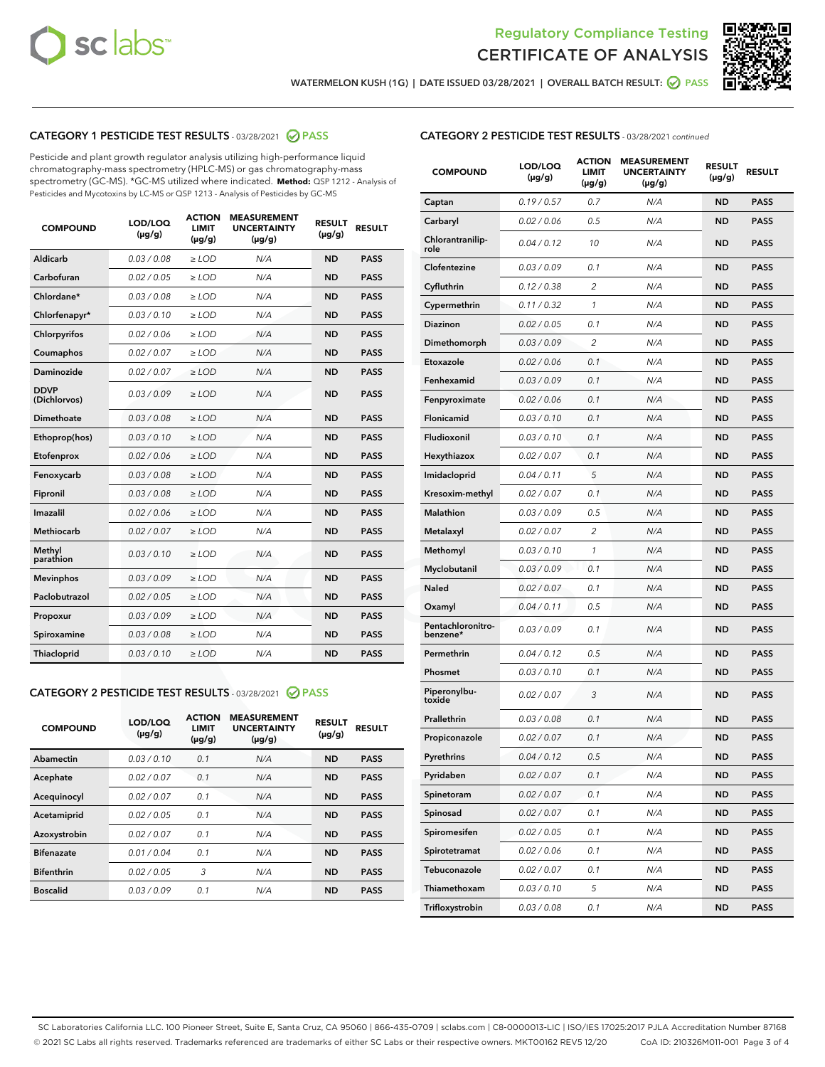# Regulatory Compliance Testing
# CERTIFICATE OF ANALYSIS

WATERMELON KUSH (1G) | DATE ISSUED 03/28/2021 | OVERALL BATCH RESULT: PASS

## CATEGORY 1 PESTICIDE TEST RESULTS - 03/28/2021 PASS

Pesticide and plant growth regulator analysis utilizing high-performance liquid chromatography-mass spectrometry (HPLC-MS) or gas chromatography-mass spectrometry (GC-MS). *GC-MS utilized where indicated. **Method:** QSP 1212 - Analysis of Pesticides and Mycotoxins by LC-MS or QSP 1213 - Analysis of Pesticides by GC-MS

| COMPOUND | LOD/LOQ (µg/g) | ACTION LIMIT (µg/g) | MEASUREMENT UNCERTAINTY (µg/g) | RESULT (µg/g) | RESULT |
|---|---|---|---|---|---|
| Aldicarb | 0.03 / 0.08 | ≥ LOD | N/A | ND | PASS |
| Carbofuran | 0.02 / 0.05 | ≥ LOD | N/A | ND | PASS |
| Chlordane* | 0.03 / 0.08 | ≥ LOD | N/A | ND | PASS |
| Chlorfenapyr* | 0.03 / 0.10 | ≥ LOD | N/A | ND | PASS |
| Chlorpyrifos | 0.02 / 0.06 | ≥ LOD | N/A | ND | PASS |
| Coumaphos | 0.02 / 0.07 | ≥ LOD | N/A | ND | PASS |
| Daminozide | 0.02 / 0.07 | ≥ LOD | N/A | ND | PASS |
| DDVP (Dichlorvos) | 0.03 / 0.09 | ≥ LOD | N/A | ND | PASS |
| Dimethoate | 0.03 / 0.08 | ≥ LOD | N/A | ND | PASS |
| Ethoprop(hos) | 0.03 / 0.10 | ≥ LOD | N/A | ND | PASS |
| Etofenprox | 0.02 / 0.06 | ≥ LOD | N/A | ND | PASS |
| Fenoxycarb | 0.03 / 0.08 | ≥ LOD | N/A | ND | PASS |
| Fipronil | 0.03 / 0.08 | ≥ LOD | N/A | ND | PASS |
| Imazalil | 0.02 / 0.06 | ≥ LOD | N/A | ND | PASS |
| Methiocarb | 0.02 / 0.07 | ≥ LOD | N/A | ND | PASS |
| Methyl parathion | 0.03 / 0.10 | ≥ LOD | N/A | ND | PASS |
| Mevinphos | 0.03 / 0.09 | ≥ LOD | N/A | ND | PASS |
| Paclobutrazol | 0.02 / 0.05 | ≥ LOD | N/A | ND | PASS |
| Propoxur | 0.03 / 0.09 | ≥ LOD | N/A | ND | PASS |
| Spiroxamine | 0.03 / 0.08 | ≥ LOD | N/A | ND | PASS |
| Thiacloprid | 0.03 / 0.10 | ≥ LOD | N/A | ND | PASS |

## CATEGORY 2 PESTICIDE TEST RESULTS - 03/28/2021 PASS

| COMPOUND | LOD/LOQ (µg/g) | ACTION LIMIT (µg/g) | MEASUREMENT UNCERTAINTY (µg/g) | RESULT (µg/g) | RESULT |
|---|---|---|---|---|---|
| Abamectin | 0.03 / 0.10 | 0.1 | N/A | ND | PASS |
| Acephate | 0.02 / 0.07 | 0.1 | N/A | ND | PASS |
| Acequinocyl | 0.02 / 0.07 | 0.1 | N/A | ND | PASS |
| Acetamiprid | 0.02 / 0.05 | 0.1 | N/A | ND | PASS |
| Azoxystrobin | 0.02 / 0.07 | 0.1 | N/A | ND | PASS |
| Bifenazate | 0.01 / 0.04 | 0.1 | N/A | ND | PASS |
| Bifenthrin | 0.02 / 0.05 | 3 | N/A | ND | PASS |
| Boscalid | 0.03 / 0.09 | 0.1 | N/A | ND | PASS |
| Captan | 0.19 / 0.57 | 0.7 | N/A | ND | PASS |
| Carbaryl | 0.02 / 0.06 | 0.5 | N/A | ND | PASS |
| Chlorantraniliprole | 0.04 / 0.12 | 10 | N/A | ND | PASS |
| Clofentezine | 0.03 / 0.09 | 0.1 | N/A | ND | PASS |
| Cyfluthrin | 0.12 / 0.38 | 2 | N/A | ND | PASS |
| Cypermethrin | 0.11 / 0.32 | 1 | N/A | ND | PASS |
| Diazinon | 0.02 / 0.05 | 0.1 | N/A | ND | PASS |
| Dimethomorph | 0.03 / 0.09 | 2 | N/A | ND | PASS |
| Etoxazole | 0.02 / 0.06 | 0.1 | N/A | ND | PASS |
| Fenhexamid | 0.03 / 0.09 | 0.1 | N/A | ND | PASS |
| Fenpyroximate | 0.02 / 0.06 | 0.1 | N/A | ND | PASS |
| Flonicamid | 0.03 / 0.10 | 0.1 | N/A | ND | PASS |
| Fludioxonil | 0.03 / 0.10 | 0.1 | N/A | ND | PASS |
| Hexythiazox | 0.02 / 0.07 | 0.1 | N/A | ND | PASS |
| Imidacloprid | 0.04 / 0.11 | 5 | N/A | ND | PASS |
| Kresoxim-methyl | 0.02 / 0.07 | 0.1 | N/A | ND | PASS |
| Malathion | 0.03 / 0.09 | 0.5 | N/A | ND | PASS |
| Metalaxyl | 0.02 / 0.07 | 2 | N/A | ND | PASS |
| Methomyl | 0.03 / 0.10 | 1 | N/A | ND | PASS |
| Myclobutanil | 0.03 / 0.09 | 0.1 | N/A | ND | PASS |
| Naled | 0.02 / 0.07 | 0.1 | N/A | ND | PASS |
| Oxamyl | 0.04 / 0.11 | 0.5 | N/A | ND | PASS |
| Pentachloronitrobenzene* | 0.03 / 0.09 | 0.1 | N/A | ND | PASS |
| Permethrin | 0.04 / 0.12 | 0.5 | N/A | ND | PASS |
| Phosmet | 0.03 / 0.10 | 0.1 | N/A | ND | PASS |
| Piperonylbutoxide | 0.02 / 0.07 | 3 | N/A | ND | PASS |
| Prallethrin | 0.03 / 0.08 | 0.1 | N/A | ND | PASS |
| Propiconazole | 0.02 / 0.07 | 0.1 | N/A | ND | PASS |
| Pyrethrins | 0.04 / 0.12 | 0.5 | N/A | ND | PASS |
| Pyridaben | 0.02 / 0.07 | 0.1 | N/A | ND | PASS |
| Spinetoram | 0.02 / 0.07 | 0.1 | N/A | ND | PASS |
| Spinosad | 0.02 / 0.07 | 0.1 | N/A | ND | PASS |
| Spiromesifen | 0.02 / 0.05 | 0.1 | N/A | ND | PASS |
| Spirotetramat | 0.02 / 0.06 | 0.1 | N/A | ND | PASS |
| Tebuconazole | 0.02 / 0.07 | 0.1 | N/A | ND | PASS |
| Thiamethoxam | 0.03 / 0.10 | 5 | N/A | ND | PASS |
| Trifloxystrobin | 0.03 / 0.08 | 0.1 | N/A | ND | PASS |

SC Laboratories California LLC. 100 Pioneer Street, Suite E, Santa Cruz, CA 95060 | 866-435-0709 | sclabs.com | C8-0000013-LIC | ISO/IES 17025:2017 PJLA Accreditation Number 87168
© 2021 SC Labs all rights reserved. Trademarks referenced are trademarks of either SC Labs or their respective owners. MKT00162 REV5 12/20 CoA ID: 210326M011-001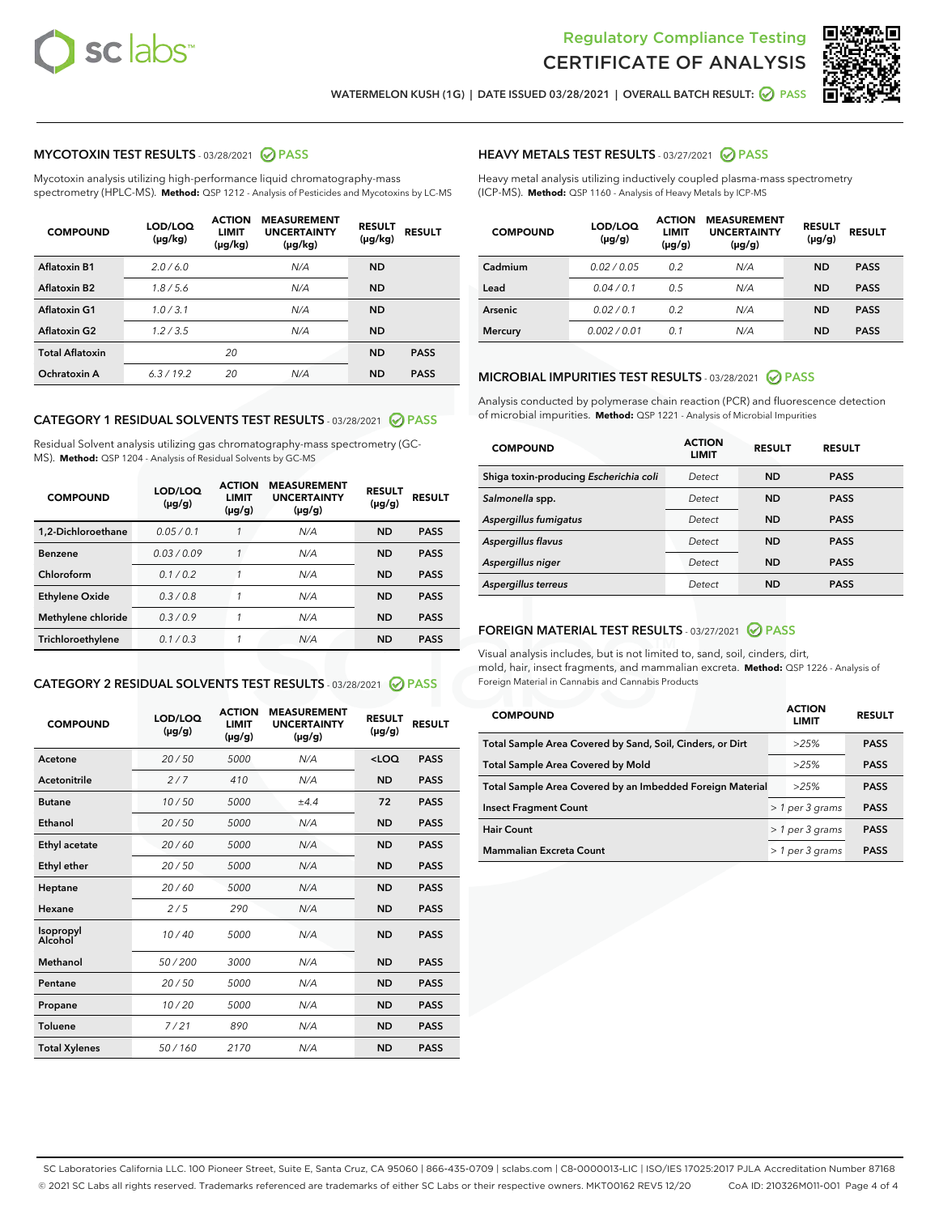Regulatory Compliance Testing

# CERTIFICATE OF ANALYSIS

WATERMELON KUSH (1G) | DATE ISSUED 03/28/2021 | OVERALL BATCH RESULT: PASS

## MYCOTOXIN TEST RESULTS - 03/28/2021 PASS

Mycotoxin analysis utilizing high-performance liquid chromatography-mass spectrometry (HPLC-MS). **Method:** QSP 1212 - Analysis of Pesticides and Mycotoxins by LC-MS

| COMPOUND | LOD/LOQ (µg/kg) | ACTION LIMIT (µg/kg) | MEASUREMENT UNCERTAINTY (µg/kg) | RESULT (µg/kg) | RESULT |
|---|---|---|---|---|---|
| Aflatoxin B1 | 2.0 / 6.0 | | N/A | ND | |
| Aflatoxin B2 | 1.8 / 5.6 | | N/A | ND | |
| Aflatoxin G1 | 1.0 / 3.1 | | N/A | ND | |
| Aflatoxin G2 | 1.2 / 3.5 | | N/A | ND | |
| Total Aflatoxin | | 20 | | ND | PASS |
| Ochratoxin A | 6.3 / 19.2 | 20 | N/A | ND | PASS |

## CATEGORY 1 RESIDUAL SOLVENTS TEST RESULTS - 03/28/2021 PASS

Residual Solvent analysis utilizing gas chromatography-mass spectrometry (GC-MS). **Method:** QSP 1204 - Analysis of Residual Solvents by GC-MS

| COMPOUND | LOD/LOQ (µg/g) | ACTION LIMIT (µg/g) | MEASUREMENT UNCERTAINTY (µg/g) | RESULT (µg/g) | RESULT |
|---|---|---|---|---|---|
| 1,2-Dichloroethane | 0.05 / 0.1 | 1 | N/A | ND | PASS |
| Benzene | 0.03 / 0.09 | 1 | N/A | ND | PASS |
| Chloroform | 0.1 / 0.2 | 1 | N/A | ND | PASS |
| Ethylene Oxide | 0.3 / 0.8 | 1 | N/A | ND | PASS |
| Methylene chloride | 0.3 / 0.9 | 1 | N/A | ND | PASS |
| Trichloroethylene | 0.1 / 0.3 | 1 | N/A | ND | PASS |

## CATEGORY 2 RESIDUAL SOLVENTS TEST RESULTS - 03/28/2021 PASS

| COMPOUND | LOD/LOQ (µg/g) | ACTION LIMIT (µg/g) | MEASUREMENT UNCERTAINTY (µg/g) | RESULT (µg/g) | RESULT |
|---|---|---|---|---|---|
| Acetone | 20 / 50 | 5000 | N/A | <LOQ | PASS |
| Acetonitrile | 2 / 7 | 410 | N/A | ND | PASS |
| Butane | 10 / 50 | 5000 | ±4.4 | 72 | PASS |
| Ethanol | 20 / 50 | 5000 | N/A | ND | PASS |
| Ethyl acetate | 20 / 60 | 5000 | N/A | ND | PASS |
| Ethyl ether | 20 / 50 | 5000 | N/A | ND | PASS |
| Heptane | 20 / 60 | 5000 | N/A | ND | PASS |
| Hexane | 2 / 5 | 290 | N/A | ND | PASS |
| Isopropyl Alcohol | 10 / 40 | 5000 | N/A | ND | PASS |
| Methanol | 50 / 200 | 3000 | N/A | ND | PASS |
| Pentane | 20 / 50 | 5000 | N/A | ND | PASS |
| Propane | 10 / 20 | 5000 | N/A | ND | PASS |
| Toluene | 7 / 21 | 890 | N/A | ND | PASS |
| Total Xylenes | 50 / 160 | 2170 | N/A | ND | PASS |

## HEAVY METALS TEST RESULTS - 03/27/2021 PASS

Heavy metal analysis utilizing inductively coupled plasma-mass spectrometry (ICP-MS). **Method:** QSP 1160 - Analysis of Heavy Metals by ICP-MS

| COMPOUND | LOD/LOQ (µg/g) | ACTION LIMIT (µg/g) | MEASUREMENT UNCERTAINTY (µg/g) | RESULT (µg/g) | RESULT |
|---|---|---|---|---|---|
| Cadmium | 0.02 / 0.05 | 0.2 | N/A | ND | PASS |
| Lead | 0.04 / 0.1 | 0.5 | N/A | ND | PASS |
| Arsenic | 0.02 / 0.1 | 0.2 | N/A | ND | PASS |
| Mercury | 0.002 / 0.01 | 0.1 | N/A | ND | PASS |

## MICROBIAL IMPURITIES TEST RESULTS - 03/28/2021 PASS

Analysis conducted by polymerase chain reaction (PCR) and fluorescence detection of microbial impurities. **Method:** QSP 1221 - Analysis of Microbial Impurities

| COMPOUND | ACTION LIMIT | RESULT | RESULT |
|---|---|---|---|
| *Shiga toxin-producing Escherichia coli* | Detect | ND | PASS |
| *Salmonella* spp. | Detect | ND | PASS |
| *Aspergillus fumigatus* | Detect | ND | PASS |
| *Aspergillus flavus* | Detect | ND | PASS |
| *Aspergillus niger* | Detect | ND | PASS |
| *Aspergillus terreus* | Detect | ND | PASS |

## FOREIGN MATERIAL TEST RESULTS - 03/27/2021 PASS

Visual analysis includes, but is not limited to, sand, soil, cinders, dirt, mold, hair, insect fragments, and mammalian excreta. **Method:** QSP 1226 - Analysis of Foreign Material in Cannabis and Cannabis Products

| COMPOUND | ACTION LIMIT | RESULT |
|---|---|---|
| Total Sample Area Covered by Sand, Soil, Cinders, or Dirt | >25% | PASS |
| Total Sample Area Covered by Mold | >25% | PASS |
| Total Sample Area Covered by an Imbedded Foreign Material | >25% | PASS |
| Insect Fragment Count | > 1 per 3 grams | PASS |
| Hair Count | > 1 per 3 grams | PASS |
| Mammalian Excreta Count | > 1 per 3 grams | PASS |

SC Laboratories California LLC. 100 Pioneer Street, Suite E, Santa Cruz, CA 95060 | 866-435-0709 | sclabs.com | C8-0000013-LIC | ISO/IES 17025:2017 PJLA Accreditation Number 87168
© 2021 SC Labs all rights reserved. Trademarks referenced are trademarks of either SC Labs or their respective owners. MKT00162 REV5 12/20 CoA ID: 210326M011-001